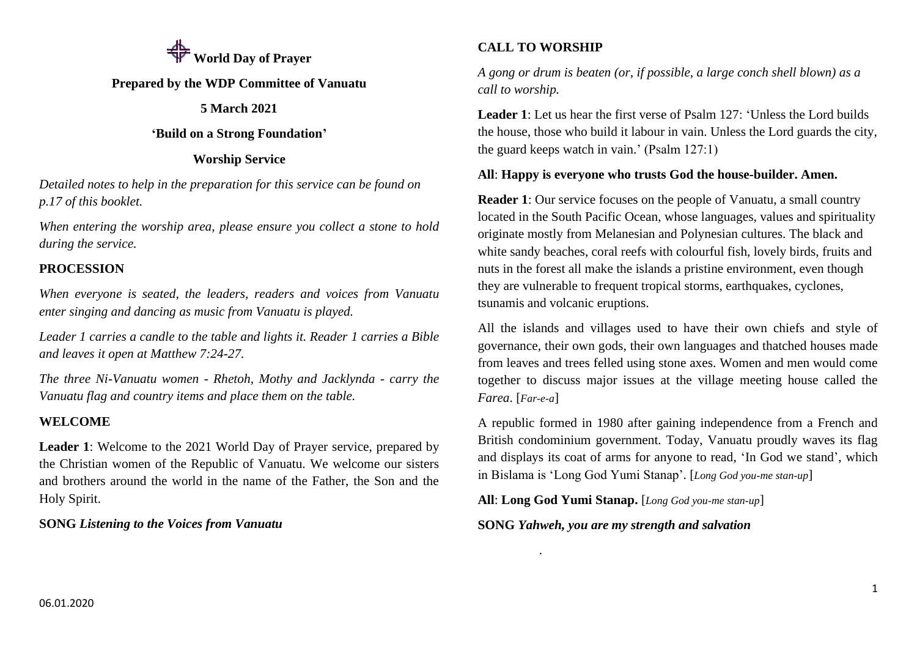# World Day of Prayer

**Prepared by the WDP Committee of Vanuatu**

**5 March 2021**

**'Build on a Strong Foundation'**

**Worship Service**

*Detailed notes to help in the preparation for this service can be found on p.17 of this booklet.*

*When entering the worship area, please ensure you collect a stone to hold during the service.*

## PROCESSION

*When everyone is seated, the leaders, readers and voices from Vanuatu enter singing and dancing as music from Vanuatu is played.*

*Leader 1 carries a candle to the table and lights it. Reader 1 carries a Bible and leaves it open at Matthew 7:24-27.*

*The three Ni-Vanuatu women - Rhetoh, Mothy and Jacklynda - carry the Vanuatu flag and country items and place them on the table.*

## WELCOME

**Leader 1**: Welcome to the 2021 World Day of Prayer service, prepared by the Christian women of the Republic of Vanuatu. We welcome our sisters and brothers around the world in the name of the Father, the Son and the Holy Spirit.

**SONG** ***Listening to the Voices from Vanuatu***

## CALL TO WORSHIP

*A gong or drum is beaten (or, if possible, a large conch shell blown) as a call to worship.*

**Leader 1**: Let us hear the first verse of Psalm 127: 'Unless the Lord builds the house, those who build it labour in vain. Unless the Lord guards the city, the guard keeps watch in vain.' (Psalm 127:1)

**All**: **Happy is everyone who trusts God the house-builder. Amen.**

**Reader 1**: Our service focuses on the people of Vanuatu, a small country located in the South Pacific Ocean, whose languages, values and spirituality originate mostly from Melanesian and Polynesian cultures. The black and white sandy beaches, coral reefs with colourful fish, lovely birds, fruits and nuts in the forest all make the islands a pristine environment, even though they are vulnerable to frequent tropical storms, earthquakes, cyclones, tsunamis and volcanic eruptions.

All the islands and villages used to have their own chiefs and style of governance, their own gods, their own languages and thatched houses made from leaves and trees felled using stone axes. Women and men would come together to discuss major issues at the village meeting house called the *Farea*. [*Far-e-a*]

A republic formed in 1980 after gaining independence from a French and British condominium government. Today, Vanuatu proudly waves its flag and displays its coat of arms for anyone to read, 'In God we stand', which in Bislama is 'Long God Yumi Stanap'. [*Long God you-me stan-up*]

**All**: **Long God Yumi Stanap.** [*Long God you-me stan-up*]

**SONG** ***Yahweh, you are my strength and salvation***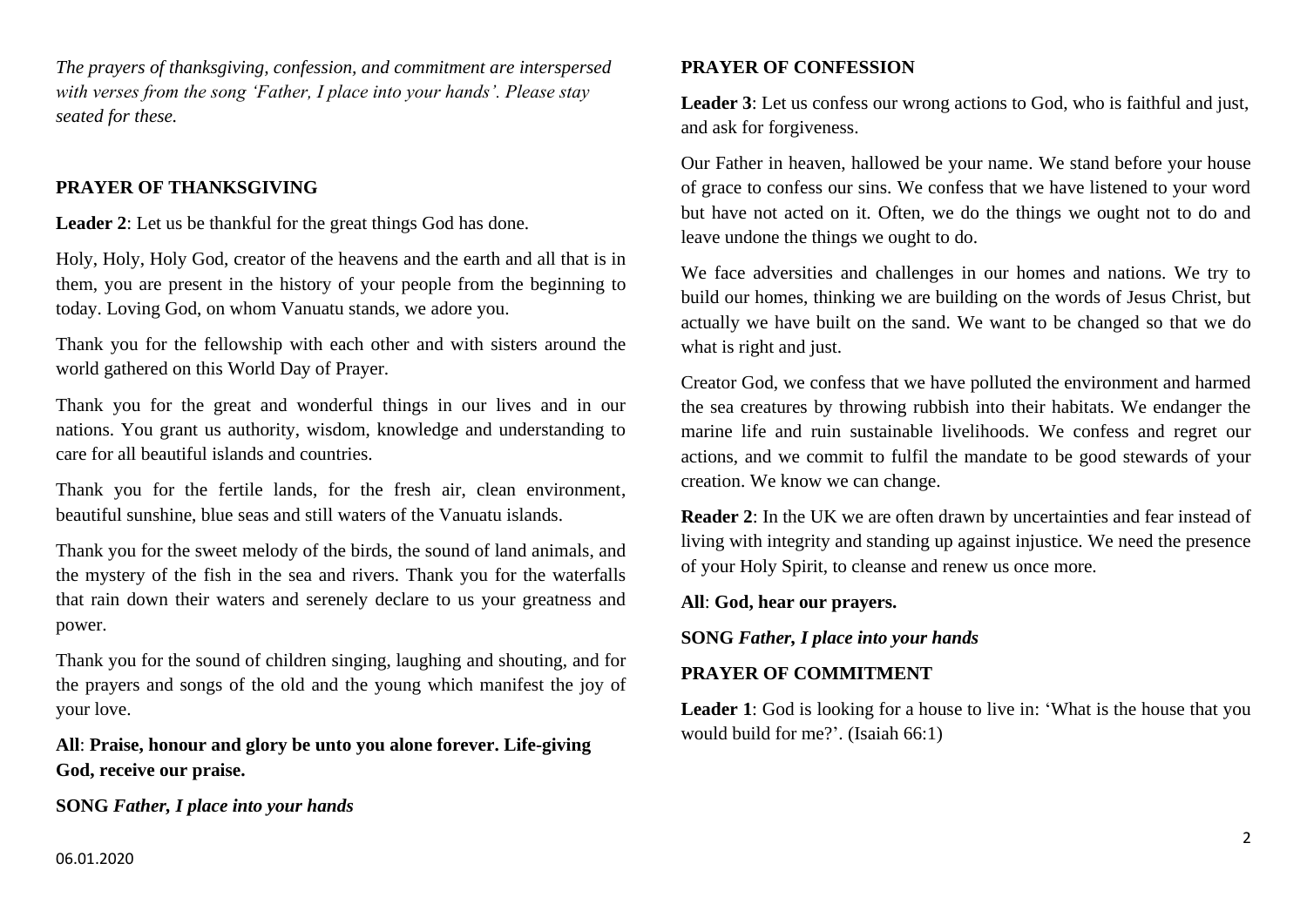*The prayers of thanksgiving, confession, and commitment are interspersed with verses from the song 'Father, I place into your hands'. Please stay seated for these.*

## PRAYER OF THANKSGIVING

**Leader 2**: Let us be thankful for the great things God has done.

Holy, Holy, Holy God, creator of the heavens and the earth and all that is in them, you are present in the history of your people from the beginning to today. Loving God, on whom Vanuatu stands, we adore you.

Thank you for the fellowship with each other and with sisters around the world gathered on this World Day of Prayer.

Thank you for the great and wonderful things in our lives and in our nations. You grant us authority, wisdom, knowledge and understanding to care for all beautiful islands and countries.

Thank you for the fertile lands, for the fresh air, clean environment, beautiful sunshine, blue seas and still waters of the Vanuatu islands.

Thank you for the sweet melody of the birds, the sound of land animals, and the mystery of the fish in the sea and rivers. Thank you for the waterfalls that rain down their waters and serenely declare to us your greatness and power.

Thank you for the sound of children singing, laughing and shouting, and for the prayers and songs of the old and the young which manifest the joy of your love.

**All**: **Praise, honour and glory be unto you alone forever. Life-giving God, receive our praise.**

**SONG** ***Father, I place into your hands***

## PRAYER OF CONFESSION

**Leader 3**: Let us confess our wrong actions to God, who is faithful and just, and ask for forgiveness.

Our Father in heaven, hallowed be your name. We stand before your house of grace to confess our sins. We confess that we have listened to your word but have not acted on it. Often, we do the things we ought not to do and leave undone the things we ought to do.

We face adversities and challenges in our homes and nations. We try to build our homes, thinking we are building on the words of Jesus Christ, but actually we have built on the sand. We want to be changed so that we do what is right and just.

Creator God, we confess that we have polluted the environment and harmed the sea creatures by throwing rubbish into their habitats. We endanger the marine life and ruin sustainable livelihoods. We confess and regret our actions, and we commit to fulfil the mandate to be good stewards of your creation. We know we can change.

**Reader 2**: In the UK we are often drawn by uncertainties and fear instead of living with integrity and standing up against injustice. We need the presence of your Holy Spirit, to cleanse and renew us once more.

**All**: **God, hear our prayers.**

**SONG** ***Father, I place into your hands***

## PRAYER OF COMMITMENT

**Leader 1**: God is looking for a house to live in: 'What is the house that you would build for me?'. (Isaiah 66:1)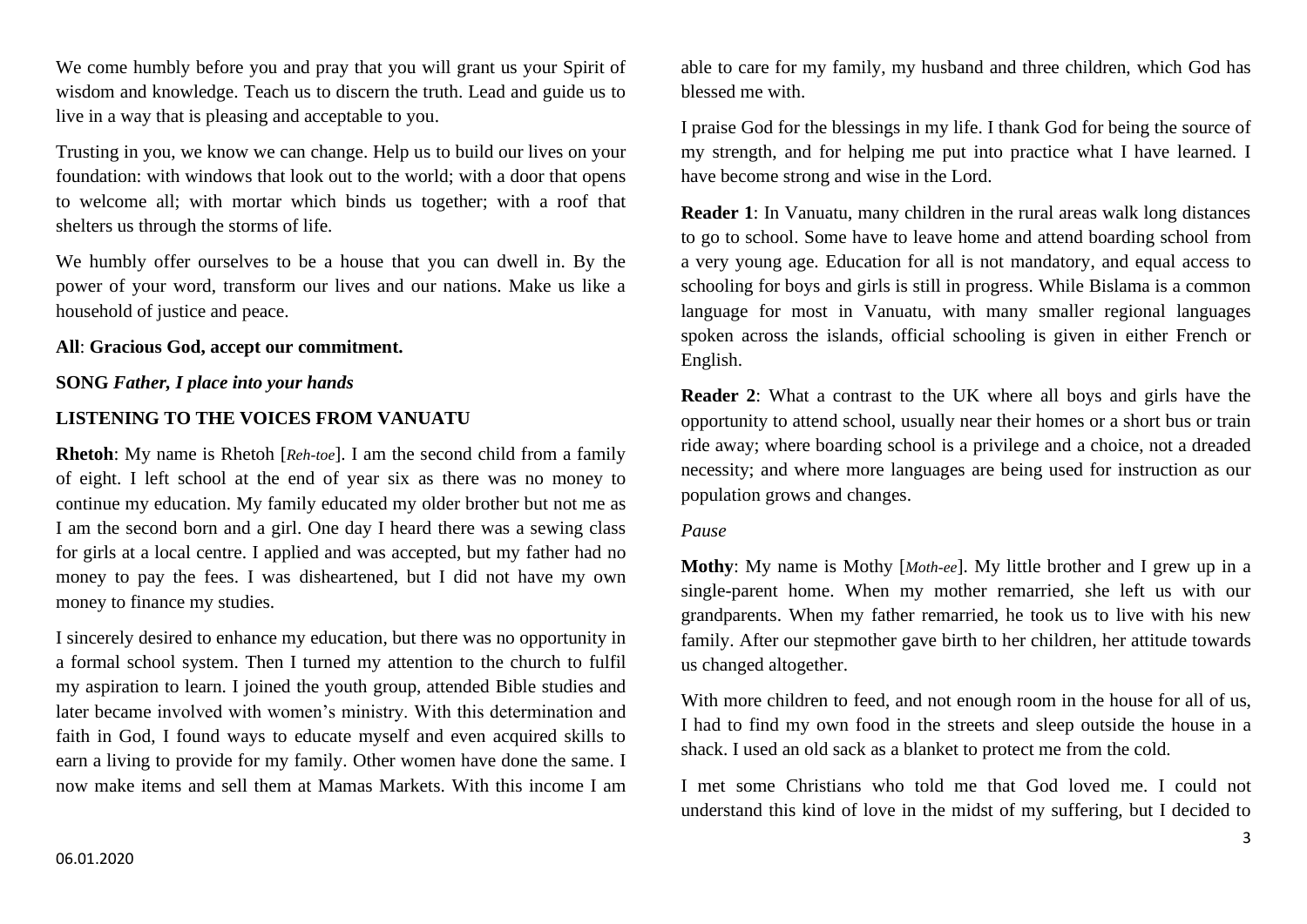We come humbly before you and pray that you will grant us your Spirit of wisdom and knowledge. Teach us to discern the truth. Lead and guide us to live in a way that is pleasing and acceptable to you.

Trusting in you, we know we can change. Help us to build our lives on your foundation: with windows that look out to the world; with a door that opens to welcome all; with mortar which binds us together; with a roof that shelters us through the storms of life.

We humbly offer ourselves to be a house that you can dwell in. By the power of your word, transform our lives and our nations. Make us like a household of justice and peace.

**All**: **Gracious God, accept our commitment.**

**SONG** ***Father, I place into your hands***

**LISTENING TO THE VOICES FROM VANUATU**

**Rhetoh**: My name is Rhetoh [*Reh-toe*]. I am the second child from a family of eight. I left school at the end of year six as there was no money to continue my education. My family educated my older brother but not me as I am the second born and a girl. One day I heard there was a sewing class for girls at a local centre. I applied and was accepted, but my father had no money to pay the fees. I was disheartened, but I did not have my own money to finance my studies.

I sincerely desired to enhance my education, but there was no opportunity in a formal school system. Then I turned my attention to the church to fulfil my aspiration to learn. I joined the youth group, attended Bible studies and later became involved with women's ministry. With this determination and faith in God, I found ways to educate myself and even acquired skills to earn a living to provide for my family. Other women have done the same. I now make items and sell them at Mamas Markets. With this income I am able to care for my family, my husband and three children, which God has blessed me with.

I praise God for the blessings in my life. I thank God for being the source of my strength, and for helping me put into practice what I have learned. I have become strong and wise in the Lord.

**Reader 1**: In Vanuatu, many children in the rural areas walk long distances to go to school. Some have to leave home and attend boarding school from a very young age. Education for all is not mandatory, and equal access to schooling for boys and girls is still in progress. While Bislama is a common language for most in Vanuatu, with many smaller regional languages spoken across the islands, official schooling is given in either French or English.

**Reader 2**: What a contrast to the UK where all boys and girls have the opportunity to attend school, usually near their homes or a short bus or train ride away; where boarding school is a privilege and a choice, not a dreaded necessity; and where more languages are being used for instruction as our population grows and changes.

*Pause*

**Mothy**: My name is Mothy [*Moth-ee*]. My little brother and I grew up in a single-parent home. When my mother remarried, she left us with our grandparents. When my father remarried, he took us to live with his new family. After our stepmother gave birth to her children, her attitude towards us changed altogether.

With more children to feed, and not enough room in the house for all of us, I had to find my own food in the streets and sleep outside the house in a shack. I used an old sack as a blanket to protect me from the cold.

I met some Christians who told me that God loved me. I could not understand this kind of love in the midst of my suffering, but I decided to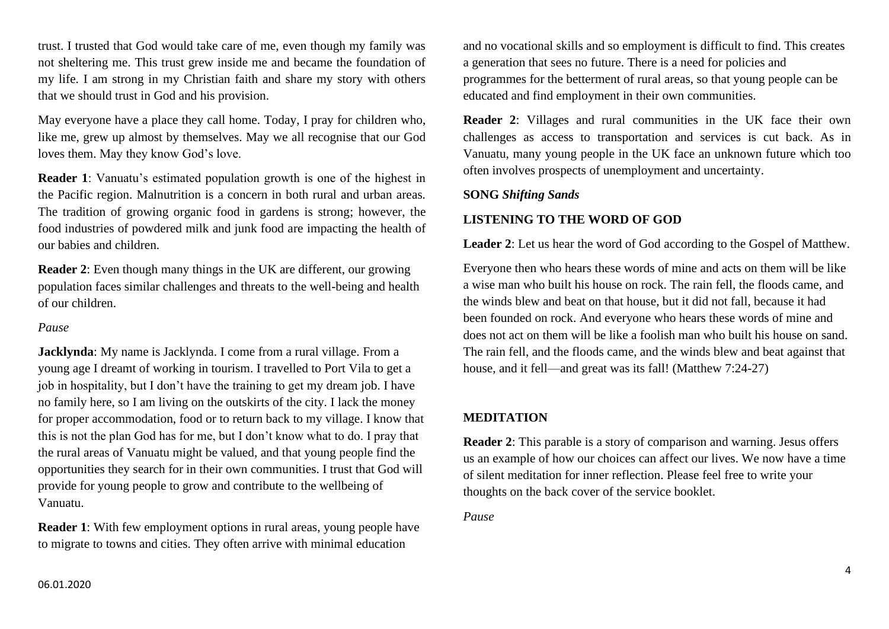trust. I trusted that God would take care of me, even though my family was not sheltering me. This trust grew inside me and became the foundation of my life. I am strong in my Christian faith and share my story with others that we should trust in God and his provision.

May everyone have a place they call home. Today, I pray for children who, like me, grew up almost by themselves. May we all recognise that our God loves them. May they know God's love.

**Reader 1**: Vanuatu's estimated population growth is one of the highest in the Pacific region. Malnutrition is a concern in both rural and urban areas. The tradition of growing organic food in gardens is strong; however, the food industries of powdered milk and junk food are impacting the health of our babies and children.

**Reader 2**: Even though many things in the UK are different, our growing population faces similar challenges and threats to the well-being and health of our children.

*Pause*

**Jacklynda**: My name is Jacklynda. I come from a rural village. From a young age I dreamt of working in tourism. I travelled to Port Vila to get a job in hospitality, but I don't have the training to get my dream job. I have no family here, so I am living on the outskirts of the city. I lack the money for proper accommodation, food or to return back to my village. I know that this is not the plan God has for me, but I don't know what to do. I pray that the rural areas of Vanuatu might be valued, and that young people find the opportunities they search for in their own communities. I trust that God will provide for young people to grow and contribute to the wellbeing of Vanuatu.

**Reader 1**: With few employment options in rural areas, young people have to migrate to towns and cities. They often arrive with minimal education and no vocational skills and so employment is difficult to find. This creates a generation that sees no future. There is a need for policies and programmes for the betterment of rural areas, so that young people can be educated and find employment in their own communities.

**Reader 2**: Villages and rural communities in the UK face their own challenges as access to transportation and services is cut back. As in Vanuatu, many young people in the UK face an unknown future which too often involves prospects of unemployment and uncertainty.

**SONG** ***Shifting Sands***

**LISTENING TO THE WORD OF GOD**

**Leader 2**: Let us hear the word of God according to the Gospel of Matthew.

Everyone then who hears these words of mine and acts on them will be like a wise man who built his house on rock. The rain fell, the floods came, and the winds blew and beat on that house, but it did not fall, because it had been founded on rock. And everyone who hears these words of mine and does not act on them will be like a foolish man who built his house on sand. The rain fell, and the floods came, and the winds blew and beat against that house, and it fell—and great was its fall! (Matthew 7:24-27)

**MEDITATION**

**Reader 2**: This parable is a story of comparison and warning. Jesus offers us an example of how our choices can affect our lives. We now have a time of silent meditation for inner reflection. Please feel free to write your thoughts on the back cover of the service booklet.

*Pause*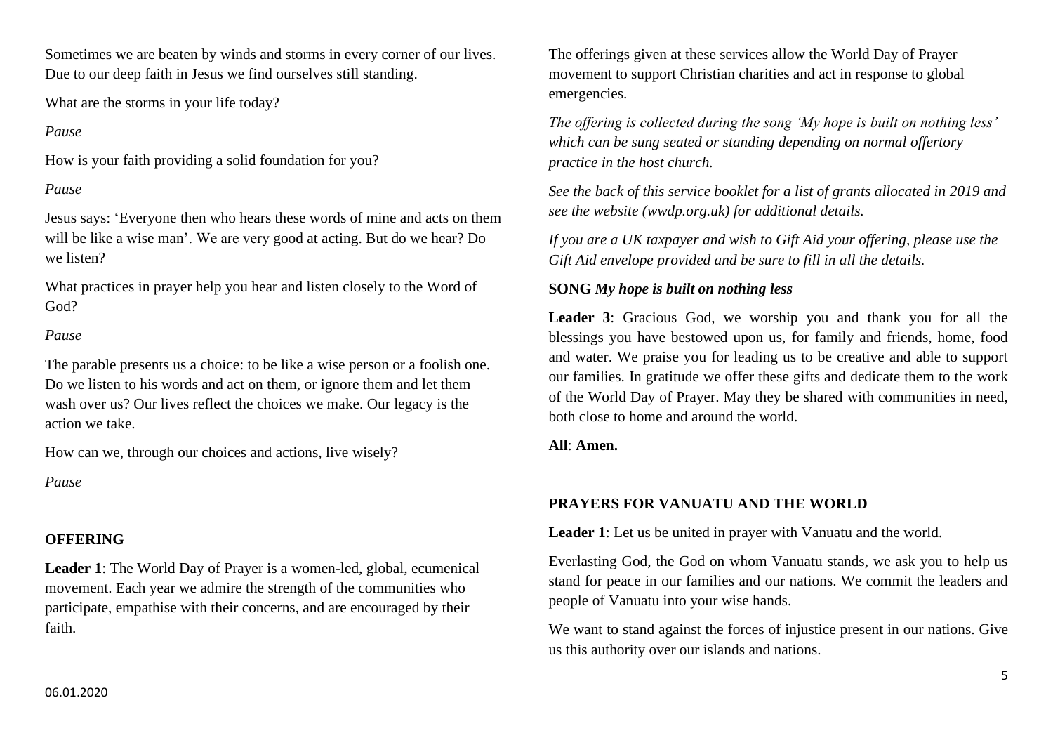Sometimes we are beaten by winds and storms in every corner of our lives. Due to our deep faith in Jesus we find ourselves still standing.

What are the storms in your life today?

*Pause*

How is your faith providing a solid foundation for you?

*Pause*

Jesus says: 'Everyone then who hears these words of mine and acts on them will be like a wise man'. We are very good at acting. But do we hear? Do we listen?

What practices in prayer help you hear and listen closely to the Word of God?

*Pause*

The parable presents us a choice: to be like a wise person or a foolish one. Do we listen to his words and act on them, or ignore them and let them wash over us? Our lives reflect the choices we make. Our legacy is the action we take.

How can we, through our choices and actions, live wisely?

*Pause*

## OFFERING

**Leader 1**: The World Day of Prayer is a women-led, global, ecumenical movement. Each year we admire the strength of the communities who participate, empathise with their concerns, and are encouraged by their faith.

The offerings given at these services allow the World Day of Prayer movement to support Christian charities and act in response to global emergencies.

*The offering is collected during the song 'My hope is built on nothing less' which can be sung seated or standing depending on normal offertory practice in the host church.*

*See the back of this service booklet for a list of grants allocated in 2019 and see the website (wwdp.org.uk) for additional details.*

*If you are a UK taxpayer and wish to Gift Aid your offering, please use the Gift Aid envelope provided and be sure to fill in all the details.*

**SONG** ***My hope is built on nothing less***

**Leader 3**: Gracious God, we worship you and thank you for all the blessings you have bestowed upon us, for family and friends, home, food and water. We praise you for leading us to be creative and able to support our families. In gratitude we offer these gifts and dedicate them to the work of the World Day of Prayer. May they be shared with communities in need, both close to home and around the world.

**All**: **Amen.**

## PRAYERS FOR VANUATU AND THE WORLD

**Leader 1**: Let us be united in prayer with Vanuatu and the world.

Everlasting God, the God on whom Vanuatu stands, we ask you to help us stand for peace in our families and our nations. We commit the leaders and people of Vanuatu into your wise hands.

We want to stand against the forces of injustice present in our nations. Give us this authority over our islands and nations.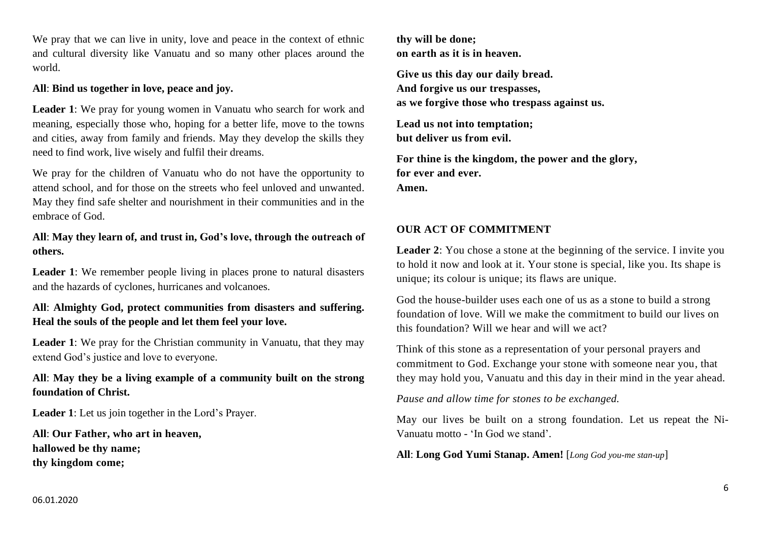We pray that we can live in unity, love and peace in the context of ethnic and cultural diversity like Vanuatu and so many other places around the world.

**All**: **Bind us together in love, peace and joy.**

**Leader 1**: We pray for young women in Vanuatu who search for work and meaning, especially those who, hoping for a better life, move to the towns and cities, away from family and friends. May they develop the skills they need to find work, live wisely and fulfil their dreams.

We pray for the children of Vanuatu who do not have the opportunity to attend school, and for those on the streets who feel unloved and unwanted. May they find safe shelter and nourishment in their communities and in the embrace of God.

**All**: **May they learn of, and trust in, God's love, through the outreach of others.**

**Leader 1**: We remember people living in places prone to natural disasters and the hazards of cyclones, hurricanes and volcanoes.

**All**: **Almighty God, protect communities from disasters and suffering. Heal the souls of the people and let them feel your love.**

**Leader 1**: We pray for the Christian community in Vanuatu, that they may extend God's justice and love to everyone.

**All**: **May they be a living example of a community built on the strong foundation of Christ.**

**Leader 1**: Let us join together in the Lord's Prayer.

**All**: **Our Father, who art in heaven,**
**hallowed be thy name;**
**thy kingdom come;**
**thy will be done;**
**on earth as it is in heaven.**

**Give us this day our daily bread.**
**And forgive us our trespasses,**
**as we forgive those who trespass against us.**

**Lead us not into temptation;**
**but deliver us from evil.**

**For thine is the kingdom, the power and the glory,**
**for ever and ever.**
**Amen.**

## OUR ACT OF COMMITMENT

**Leader 2**: You chose a stone at the beginning of the service. I invite you to hold it now and look at it. Your stone is special, like you. Its shape is unique; its colour is unique; its flaws are unique.

God the house-builder uses each one of us as a stone to build a strong foundation of love. Will we make the commitment to build our lives on this foundation? Will we hear and will we act?

Think of this stone as a representation of your personal prayers and commitment to God. Exchange your stone with someone near you, that they may hold you, Vanuatu and this day in their mind in the year ahead.

*Pause and allow time for stones to be exchanged.*

May our lives be built on a strong foundation. Let us repeat the Ni-Vanuatu motto - 'In God we stand'.

**All**: **Long God Yumi Stanap. Amen!** [*Long God you-me stan-up*]

06.01.2020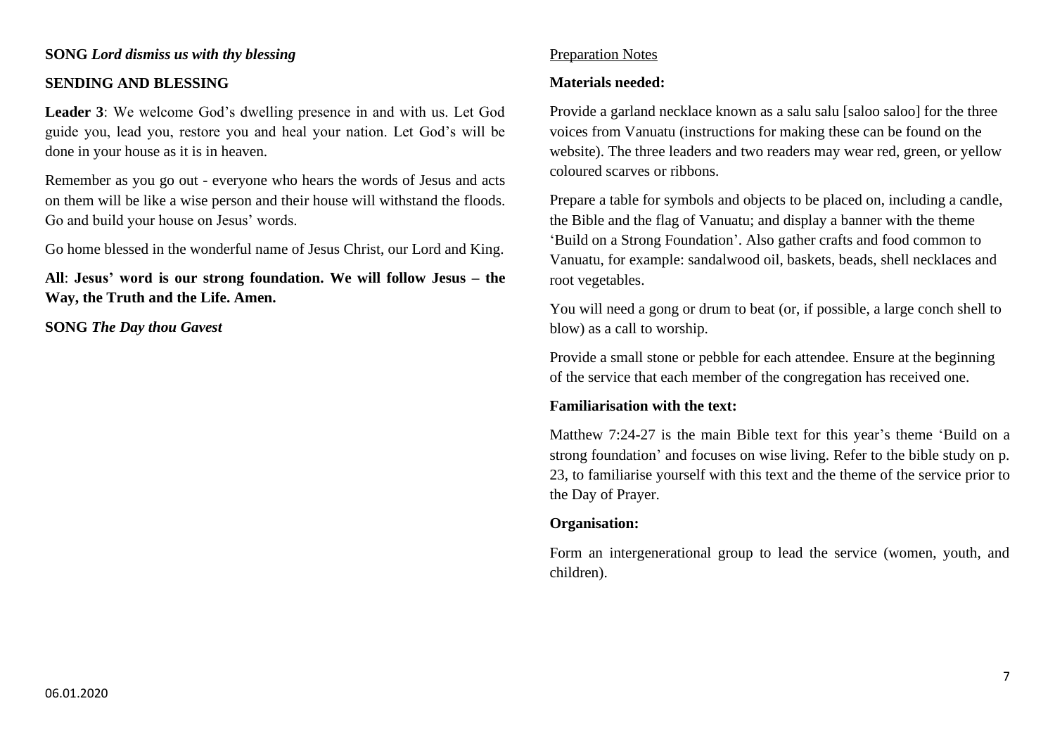**SONG** ***Lord dismiss us with thy blessing***

**SENDING AND BLESSING**

**Leader 3**: We welcome God's dwelling presence in and with us. Let God guide you, lead you, restore you and heal your nation. Let God's will be done in your house as it is in heaven.

Remember as you go out - everyone who hears the words of Jesus and acts on them will be like a wise person and their house will withstand the floods. Go and build your house on Jesus' words.

Go home blessed in the wonderful name of Jesus Christ, our Lord and King.

**All**: **Jesus' word is our strong foundation. We will follow Jesus – the Way, the Truth and the Life. Amen.**

**SONG** ***The Day thou Gavest***

Preparation Notes

**Materials needed:**

Provide a garland necklace known as a salu salu [saloo saloo] for the three voices from Vanuatu (instructions for making these can be found on the website). The three leaders and two readers may wear red, green, or yellow coloured scarves or ribbons.

Prepare a table for symbols and objects to be placed on, including a candle, the Bible and the flag of Vanuatu; and display a banner with the theme 'Build on a Strong Foundation'. Also gather crafts and food common to Vanuatu, for example: sandalwood oil, baskets, beads, shell necklaces and root vegetables.

You will need a gong or drum to beat (or, if possible, a large conch shell to blow) as a call to worship.

Provide a small stone or pebble for each attendee. Ensure at the beginning of the service that each member of the congregation has received one.

**Familiarisation with the text:**

Matthew 7:24-27 is the main Bible text for this year's theme 'Build on a strong foundation' and focuses on wise living. Refer to the bible study on p. 23, to familiarise yourself with this text and the theme of the service prior to the Day of Prayer.

**Organisation:**

Form an intergenerational group to lead the service (women, youth, and children).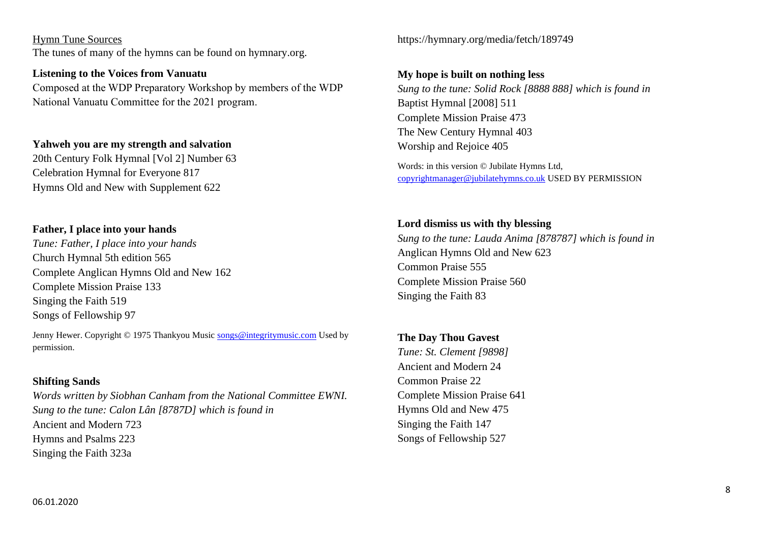Hymn Tune Sources

The tunes of many of the hymns can be found on hymnary.org.

**Listening to the Voices from Vanuatu**

Composed at the WDP Preparatory Workshop by members of the WDP National Vanuatu Committee for the 2021 program.

**Yahweh you are my strength and salvation**

20th Century Folk Hymnal [Vol 2] Number 63
Celebration Hymnal for Everyone 817
Hymns Old and New with Supplement 622

**Father, I place into your hands**

*Tune: Father, I place into your hands*
Church Hymnal 5th edition 565
Complete Anglican Hymns Old and New 162
Complete Mission Praise 133
Singing the Faith 519
Songs of Fellowship 97

Jenny Hewer. Copyright © 1975 Thankyou Music songs@integritymusic.com Used by permission.

**Shifting Sands**

*Words written by Siobhan Canham from the National Committee EWNI.*
*Sung to the tune: Calon Lân [8787D] which is found in*
Ancient and Modern 723
Hymns and Psalms 223
Singing the Faith 323a

https://hymnary.org/media/fetch/189749

**My hope is built on nothing less**

*Sung to the tune: Solid Rock [8888 888] which is found in*
Baptist Hymnal [2008] 511
Complete Mission Praise 473
The New Century Hymnal 403
Worship and Rejoice 405

Words: in this version © Jubilate Hymns Ltd, copyrightmanager@jubilatehymns.co.uk USED BY PERMISSION

**Lord dismiss us with thy blessing**

*Sung to the tune: Lauda Anima [878787] which is found in*
Anglican Hymns Old and New 623
Common Praise 555
Complete Mission Praise 560
Singing the Faith 83

**The Day Thou Gavest**

*Tune: St. Clement [9898]*
Ancient and Modern 24
Common Praise 22
Complete Mission Praise 641
Hymns Old and New 475
Singing the Faith 147
Songs of Fellowship 527

06.01.2020